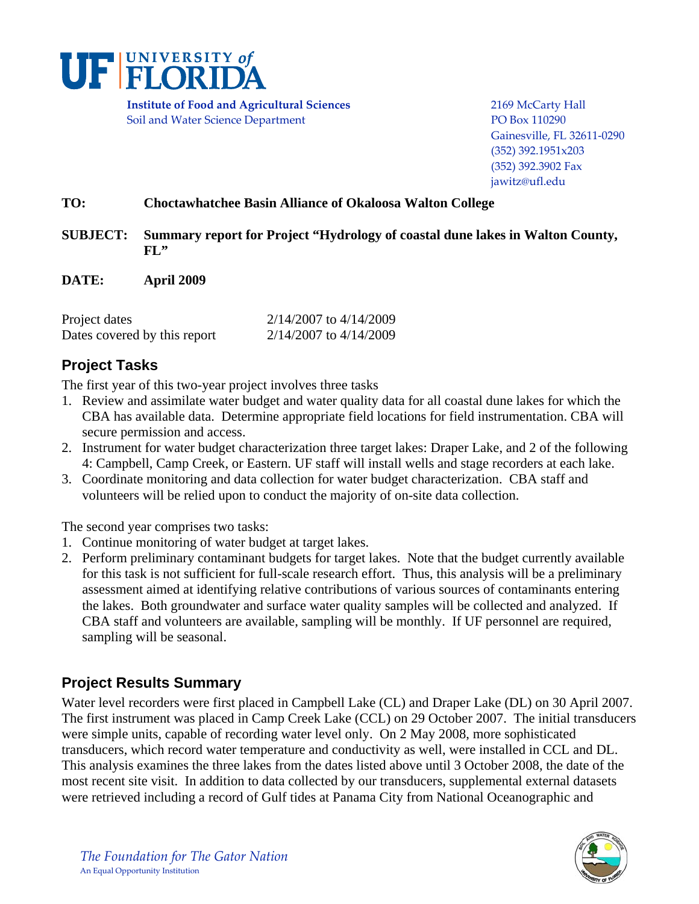**UF | UNIVERSITY of FLORIDA**

**Institute of Food and Agricultural Sciences**
Soil and Water Science Department

2169 McCarty Hall
PO Box 110290
Gainesville, FL 32611-0290
(352) 392.1951x203
(352) 392.3902 Fax
jawitz@ufl.edu

**TO:** **Choctawhatchee Basin Alliance of Okaloosa Walton College**

**SUBJECT:** **Summary report for Project "Hydrology of coastal dune lakes in Walton County, FL"**

**DATE:** **April 2009**

| | |
|---|---|
| Project dates | 2/14/2007 to 4/14/2009 |
| Dates covered by this report | 2/14/2007 to 4/14/2009 |

## Project Tasks

The first year of this two-year project involves three tasks

1. Review and assimilate water budget and water quality data for all coastal dune lakes for which the CBA has available data. Determine appropriate field locations for field instrumentation. CBA will secure permission and access.
2. Instrument for water budget characterization three target lakes: Draper Lake, and 2 of the following 4: Campbell, Camp Creek, or Eastern. UF staff will install wells and stage recorders at each lake.
3. Coordinate monitoring and data collection for water budget characterization. CBA staff and volunteers will be relied upon to conduct the majority of on-site data collection.

The second year comprises two tasks:

1. Continue monitoring of water budget at target lakes.
2. Perform preliminary contaminant budgets for target lakes. Note that the budget currently available for this task is not sufficient for full-scale research effort. Thus, this analysis will be a preliminary assessment aimed at identifying relative contributions of various sources of contaminants entering the lakes. Both groundwater and surface water quality samples will be collected and analyzed. If CBA staff and volunteers are available, sampling will be monthly. If UF personnel are required, sampling will be seasonal.

## Project Results Summary

Water level recorders were first placed in Campbell Lake (CL) and Draper Lake (DL) on 30 April 2007. The first instrument was placed in Camp Creek Lake (CCL) on 29 October 2007. The initial transducers were simple units, capable of recording water level only. On 2 May 2008, more sophisticated transducers, which record water temperature and conductivity as well, were installed in CCL and DL. This analysis examines the three lakes from the dates listed above until 3 October 2008, the date of the most recent site visit. In addition to data collected by our transducers, supplemental external datasets were retrieved including a record of Gulf tides at Panama City from National Oceanographic and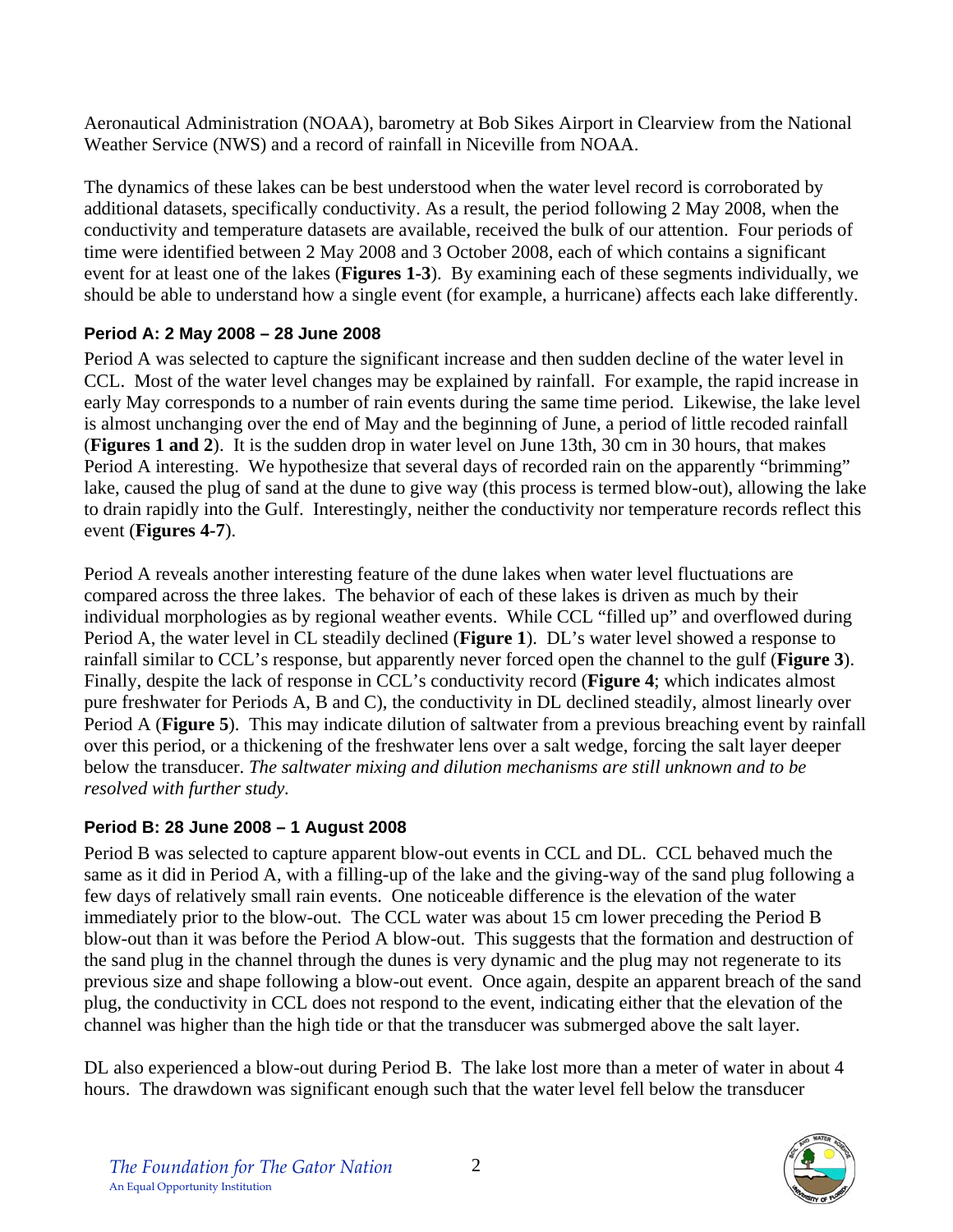Aeronautical Administration (NOAA), barometry at Bob Sikes Airport in Clearview from the National Weather Service (NWS) and a record of rainfall in Niceville from NOAA.

The dynamics of these lakes can be best understood when the water level record is corroborated by additional datasets, specifically conductivity. As a result, the period following 2 May 2008, when the conductivity and temperature datasets are available, received the bulk of our attention. Four periods of time were identified between 2 May 2008 and 3 October 2008, each of which contains a significant event for at least one of the lakes (**Figures 1-3**). By examining each of these segments individually, we should be able to understand how a single event (for example, a hurricane) affects each lake differently.

### Period A: 2 May 2008 – 28 June 2008

Period A was selected to capture the significant increase and then sudden decline of the water level in CCL. Most of the water level changes may be explained by rainfall. For example, the rapid increase in early May corresponds to a number of rain events during the same time period. Likewise, the lake level is almost unchanging over the end of May and the beginning of June, a period of little recoded rainfall (**Figures 1 and 2**). It is the sudden drop in water level on June 13th, 30 cm in 30 hours, that makes Period A interesting. We hypothesize that several days of recorded rain on the apparently "brimming" lake, caused the plug of sand at the dune to give way (this process is termed blow-out), allowing the lake to drain rapidly into the Gulf. Interestingly, neither the conductivity nor temperature records reflect this event (**Figures 4-7**).

Period A reveals another interesting feature of the dune lakes when water level fluctuations are compared across the three lakes. The behavior of each of these lakes is driven as much by their individual morphologies as by regional weather events. While CCL "filled up" and overflowed during Period A, the water level in CL steadily declined (**Figure 1**). DL's water level showed a response to rainfall similar to CCL's response, but apparently never forced open the channel to the gulf (**Figure 3**). Finally, despite the lack of response in CCL's conductivity record (**Figure 4**; which indicates almost pure freshwater for Periods A, B and C), the conductivity in DL declined steadily, almost linearly over Period A (**Figure 5**). This may indicate dilution of saltwater from a previous breaching event by rainfall over this period, or a thickening of the freshwater lens over a salt wedge, forcing the salt layer deeper below the transducer. *The saltwater mixing and dilution mechanisms are still unknown and to be resolved with further study.*

### Period B: 28 June 2008 – 1 August 2008

Period B was selected to capture apparent blow-out events in CCL and DL. CCL behaved much the same as it did in Period A, with a filling-up of the lake and the giving-way of the sand plug following a few days of relatively small rain events. One noticeable difference is the elevation of the water immediately prior to the blow-out. The CCL water was about 15 cm lower preceding the Period B blow-out than it was before the Period A blow-out. This suggests that the formation and destruction of the sand plug in the channel through the dunes is very dynamic and the plug may not regenerate to its previous size and shape following a blow-out event. Once again, despite an apparent breach of the sand plug, the conductivity in CCL does not respond to the event, indicating either that the elevation of the channel was higher than the high tide or that the transducer was submerged above the salt layer.

DL also experienced a blow-out during Period B. The lake lost more than a meter of water in about 4 hours. The drawdown was significant enough such that the water level fell below the transducer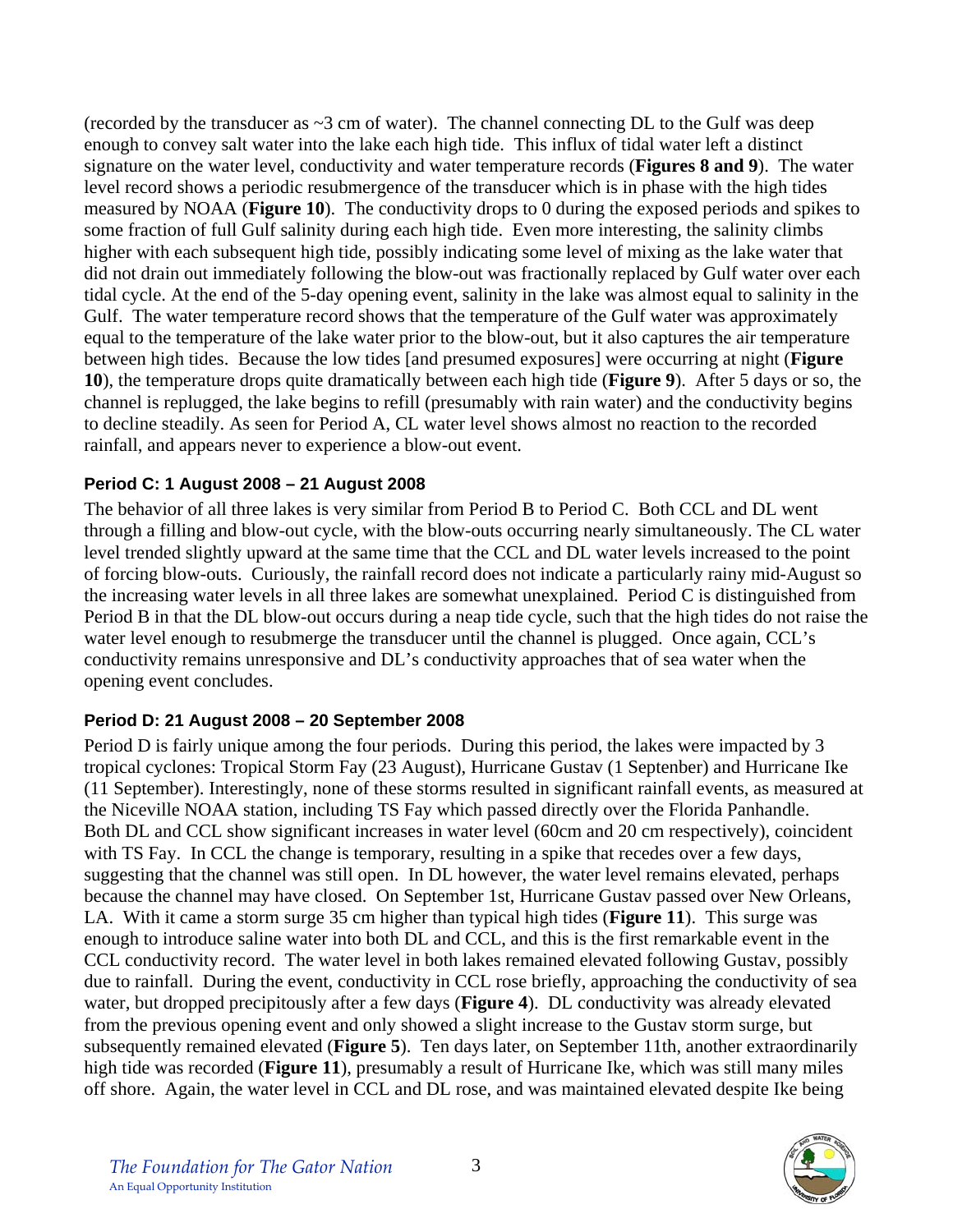(recorded by the transducer as ~3 cm of water). The channel connecting DL to the Gulf was deep enough to convey salt water into the lake each high tide. This influx of tidal water left a distinct signature on the water level, conductivity and water temperature records (**Figures 8 and 9**). The water level record shows a periodic resubmergence of the transducer which is in phase with the high tides measured by NOAA (**Figure 10**). The conductivity drops to 0 during the exposed periods and spikes to some fraction of full Gulf salinity during each high tide. Even more interesting, the salinity climbs higher with each subsequent high tide, possibly indicating some level of mixing as the lake water that did not drain out immediately following the blow-out was fractionally replaced by Gulf water over each tidal cycle. At the end of the 5-day opening event, salinity in the lake was almost equal to salinity in the Gulf. The water temperature record shows that the temperature of the Gulf water was approximately equal to the temperature of the lake water prior to the blow-out, but it also captures the air temperature between high tides. Because the low tides [and presumed exposures] were occurring at night (**Figure 10**), the temperature drops quite dramatically between each high tide (**Figure 9**). After 5 days or so, the channel is replugged, the lake begins to refill (presumably with rain water) and the conductivity begins to decline steadily. As seen for Period A, CL water level shows almost no reaction to the recorded rainfall, and appears never to experience a blow-out event.

### Period C: 1 August 2008 – 21 August 2008

The behavior of all three lakes is very similar from Period B to Period C. Both CCL and DL went through a filling and blow-out cycle, with the blow-outs occurring nearly simultaneously. The CL water level trended slightly upward at the same time that the CCL and DL water levels increased to the point of forcing blow-outs. Curiously, the rainfall record does not indicate a particularly rainy mid-August so the increasing water levels in all three lakes are somewhat unexplained. Period C is distinguished from Period B in that the DL blow-out occurs during a neap tide cycle, such that the high tides do not raise the water level enough to resubmerge the transducer until the channel is plugged. Once again, CCL's conductivity remains unresponsive and DL's conductivity approaches that of sea water when the opening event concludes.

### Period D: 21 August 2008 – 20 September 2008

Period D is fairly unique among the four periods. During this period, the lakes were impacted by 3 tropical cyclones: Tropical Storm Fay (23 August), Hurricane Gustav (1 Septenber) and Hurricane Ike (11 September). Interestingly, none of these storms resulted in significant rainfall events, as measured at the Niceville NOAA station, including TS Fay which passed directly over the Florida Panhandle. Both DL and CCL show significant increases in water level (60cm and 20 cm respectively), coincident with TS Fay. In CCL the change is temporary, resulting in a spike that recedes over a few days, suggesting that the channel was still open. In DL however, the water level remains elevated, perhaps because the channel may have closed. On September 1st, Hurricane Gustav passed over New Orleans, LA. With it came a storm surge 35 cm higher than typical high tides (**Figure 11**). This surge was enough to introduce saline water into both DL and CCL, and this is the first remarkable event in the CCL conductivity record. The water level in both lakes remained elevated following Gustav, possibly due to rainfall. During the event, conductivity in CCL rose briefly, approaching the conductivity of sea water, but dropped precipitously after a few days (**Figure 4**). DL conductivity was already elevated from the previous opening event and only showed a slight increase to the Gustav storm surge, but subsequently remained elevated (**Figure 5**). Ten days later, on September 11th, another extraordinarily high tide was recorded (**Figure 11**), presumably a result of Hurricane Ike, which was still many miles off shore. Again, the water level in CCL and DL rose, and was maintained elevated despite Ike being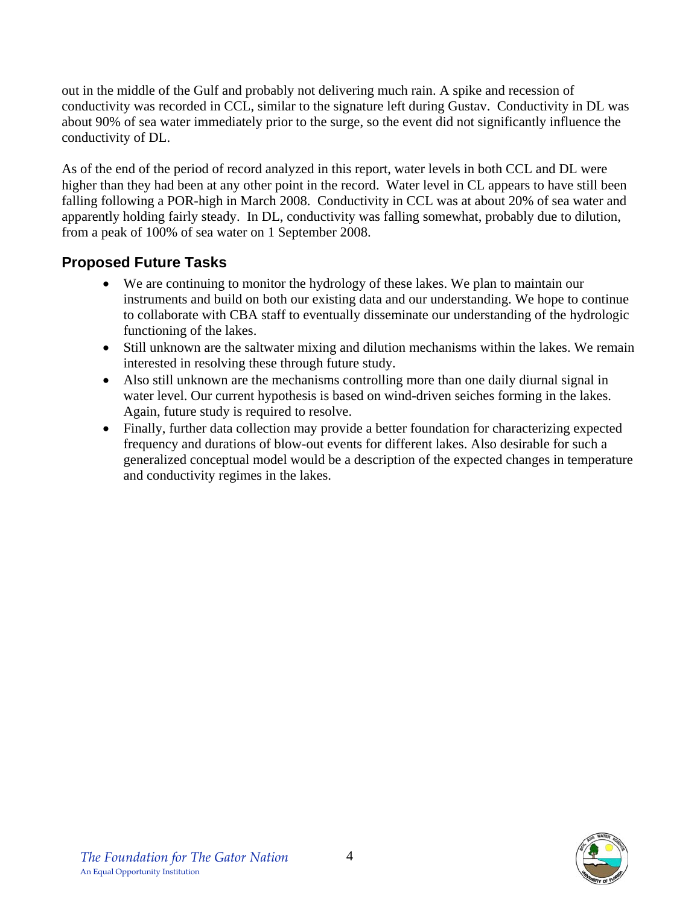out in the middle of the Gulf and probably not delivering much rain. A spike and recession of conductivity was recorded in CCL, similar to the signature left during Gustav. Conductivity in DL was about 90% of sea water immediately prior to the surge, so the event did not significantly influence the conductivity of DL.

As of the end of the period of record analyzed in this report, water levels in both CCL and DL were higher than they had been at any other point in the record. Water level in CL appears to have still been falling following a POR-high in March 2008. Conductivity in CCL was at about 20% of sea water and apparently holding fairly steady. In DL, conductivity was falling somewhat, probably due to dilution, from a peak of 100% of sea water on 1 September 2008.

## Proposed Future Tasks

- We are continuing to monitor the hydrology of these lakes. We plan to maintain our instruments and build on both our existing data and our understanding. We hope to continue to collaborate with CBA staff to eventually disseminate our understanding of the hydrologic functioning of the lakes.
- Still unknown are the saltwater mixing and dilution mechanisms within the lakes. We remain interested in resolving these through future study.
- Also still unknown are the mechanisms controlling more than one daily diurnal signal in water level. Our current hypothesis is based on wind-driven seiches forming in the lakes. Again, future study is required to resolve.
- Finally, further data collection may provide a better foundation for characterizing expected frequency and durations of blow-out events for different lakes. Also desirable for such a generalized conceptual model would be a description of the expected changes in temperature and conductivity regimes in the lakes.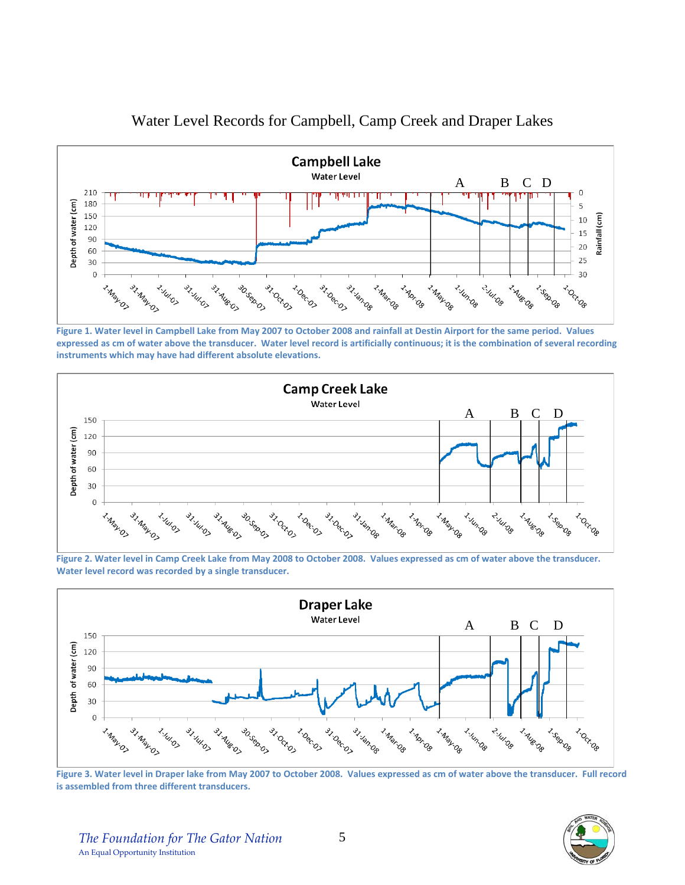# Water Level Records for Campbell, Camp Creek and Draper Lakes

Campbell Lake

Water Level

A B C D

Depth of water (cm)

210
180
150
120
90
60
30
0

Rainfall (cm)

0
5
10
15
20
25
30

1-May-07 31-May-07 1-Jul-07 31-Jul-07 31-Aug-07 30-Sep-07 31-Oct-07 1-Dec-07 31-Dec-07 31-Jan-08 1-Mar-08 1-Apr-08 1-May-08 1-Jun-08 2-Jul-08 1-Aug-08 1-Sep-08 1-Oct-08

**Figure 1. Water level in Campbell Lake from May 2007 to October 2008 and rainfall at Destin Airport for the same period. Values expressed as cm of water above the transducer. Water level record is artificially continuous; it is the combination of several recording instruments which may have had different absolute elevations.**

Camp Creek Lake

Water Level

A B C D

Depth of water (cm)

150
120
90
60
30
0

1-May-07 31-May-07 1-Jul-07 31-Jul-07 31-Aug-07 30-Sep-07 31-Oct-07 1-Dec-07 31-Dec-07 31-Jan-08 1-Mar-08 1-Apr-08 1-May-08 1-Jun-08 2-Jul-08 1-Aug-08 1-Sep-08 1-Oct-08

**Figure 2. Water level in Camp Creek Lake from May 2008 to October 2008. Values expressed as cm of water above the transducer. Water level record was recorded by a single transducer.**

Draper Lake

Water Level

A B C D

Depth of water (cm)

150
120
90
60
30
0

1-May-07 31-May-07 1-Jul-07 31-Jul-07 31-Aug-07 30-Sep-07 31-Oct-07 1-Dec-07 31-Dec-07 31-Jan-08 1-Mar-08 1-Apr-08 1-May-08 1-Jun-08 2-Jul-08 1-Aug-08 1-Sep-08 1-Oct-08

**Figure 3. Water level in Draper lake from May 2007 to October 2008. Values expressed as cm of water above the transducer. Full record is assembled from three different transducers.**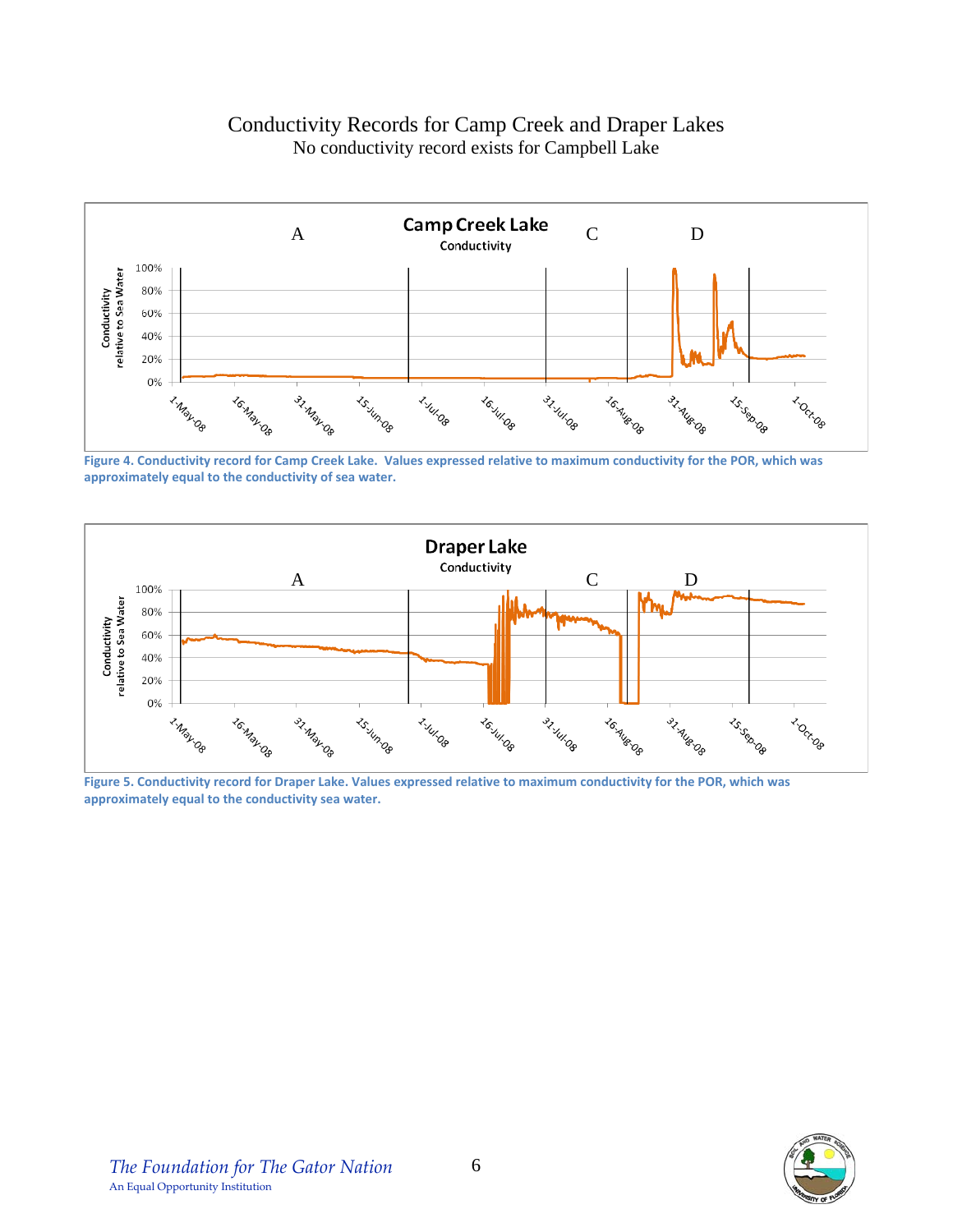# Conductivity Records for Camp Creek and Draper Lakes

No conductivity record exists for Campbell Lake

**Camp Creek Lake**
Conductivity

A
C
D

Conductivity relative to Sea Water

100%
80%
60%
40%
20%
0%

1-May-08
16-May-08
31-May-08
15-Jun-08
1-Jul-08
16-Jul-08
31-Jul-08
16-Aug-08
31-Aug-08
15-Sep-08
1-Oct-08

**Figure 4. Conductivity record for Camp Creek Lake. Values expressed relative to maximum conductivity for the POR, which was approximately equal to the conductivity of sea water.**

**Draper Lake**
Conductivity

A
C
D

Conductivity relative to Sea Water

100%
80%
60%
40%
20%
0%

1-May-08
16-May-08
31-May-08
15-Jun-08
1-Jul-08
16-Jul-08
31-Jul-08
16-Aug-08
31-Aug-08
15-Sep-08
1-Oct-08

**Figure 5. Conductivity record for Draper Lake. Values expressed relative to maximum conductivity for the POR, which was approximately equal to the conductivity sea water.**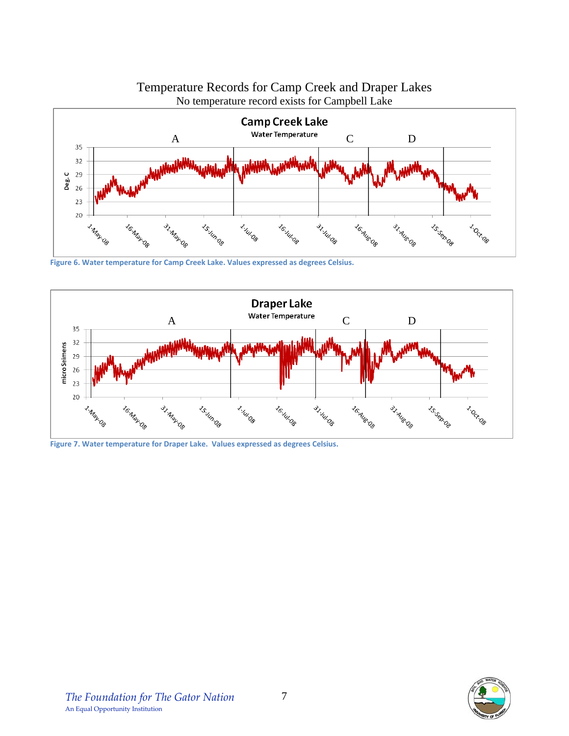# Temperature Records for Camp Creek and Draper Lakes

No temperature record exists for Campbell Lake

Figure 6. Water temperature for Camp Creek Lake. Values expressed as degrees Celsius.

Figure 7. Water temperature for Draper Lake. Values expressed as degrees Celsius.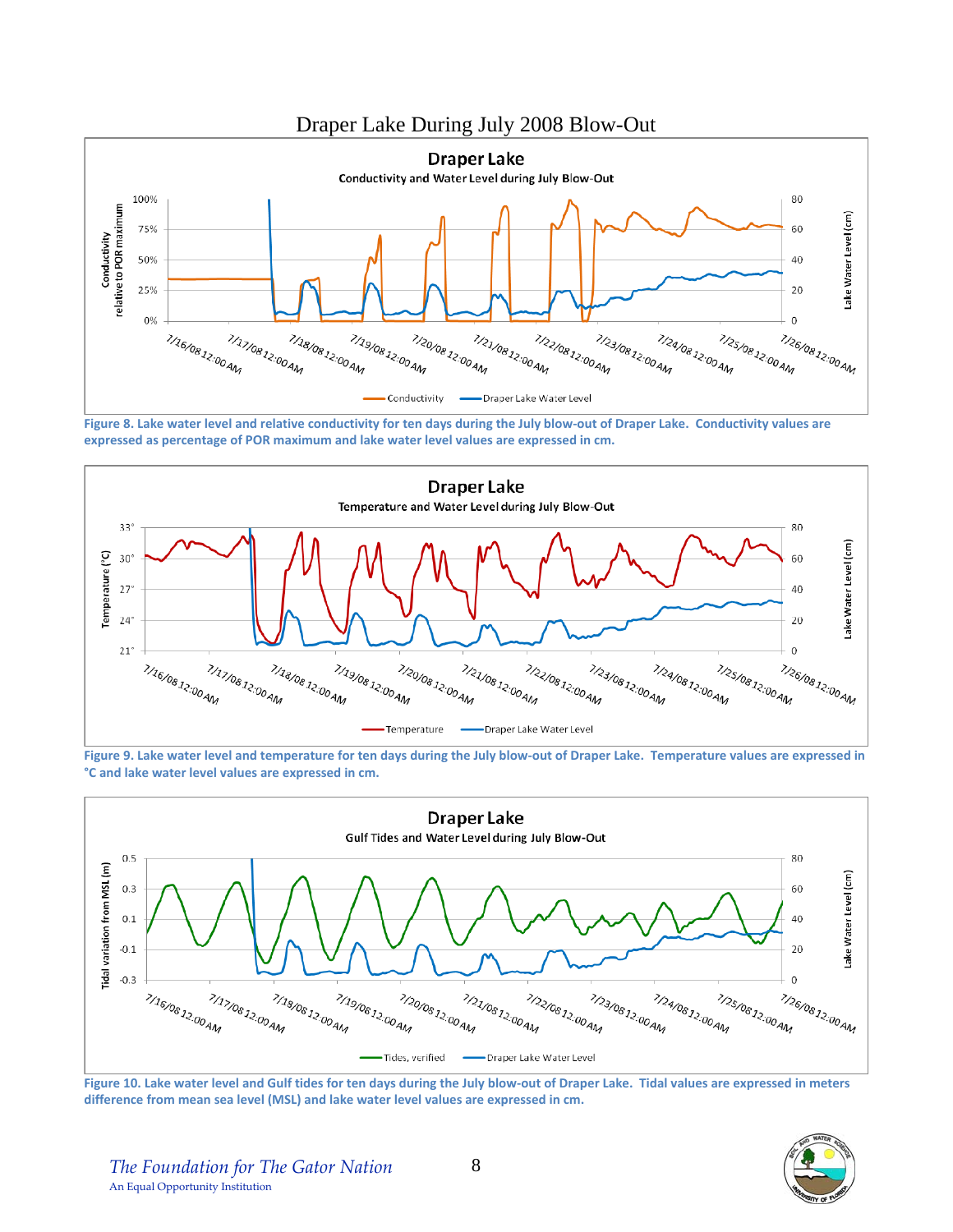# Draper Lake During July 2008 Blow-Out

Draper Lake

Conductivity and Water Level during July Blow-Out

Conductivity relative to POR maximum

100%
75%
50%
25%
0%

Lake Water Level (cm)

80
60
40
20
0

7/16/08 12:00 AM
7/17/08 12:00 AM
7/18/08 12:00 AM
7/19/08 12:00 AM
7/20/08 12:00 AM
7/21/08 12:00 AM
7/22/08 12:00 AM
7/23/08 12:00 AM
7/24/08 12:00 AM
7/25/08 12:00 AM
7/26/08 12:00 AM

Conductivity
Draper Lake Water Level

**Figure 8. Lake water level and relative conductivity for ten days during the July blow-out of Draper Lake. Conductivity values are expressed as percentage of POR maximum and lake water level values are expressed in cm.**

Draper Lake

Temperature and Water Level during July Blow-Out

Temperature (°C)

33°
30°
27°
24°
21°

Lake Water Level (cm)

80
60
40
20
0

7/16/08 12:00 AM
7/17/08 12:00 AM
7/18/08 12:00 AM
7/19/08 12:00 AM
7/20/08 12:00 AM
7/21/08 12:00 AM
7/22/08 12:00 AM
7/23/08 12:00 AM
7/24/08 12:00 AM
7/25/08 12:00 AM
7/26/08 12:00 AM

Temperature
Draper Lake Water Level

**Figure 9. Lake water level and temperature for ten days during the July blow-out of Draper Lake. Temperature values are expressed in °C and lake water level values are expressed in cm.**

Draper Lake

Gulf Tides and Water Level during July Blow-Out

Tidal variation from MSL (m)

0.5
0.3
0.1
-0.1
-0.3

Lake Water Level (cm)

80
60
40
20
0

7/16/08 12:00 AM
7/17/08 12:00 AM
7/18/08 12:00 AM
7/19/08 12:00 AM
7/20/08 12:00 AM
7/21/08 12:00 AM
7/22/08 12:00 AM
7/23/08 12:00 AM
7/24/08 12:00 AM
7/25/08 12:00 AM
7/26/08 12:00 AM

Tides, verified
Draper Lake Water Level

**Figure 10. Lake water level and Gulf tides for ten days during the July blow-out of Draper Lake. Tidal values are expressed in meters difference from mean sea level (MSL) and lake water level values are expressed in cm.**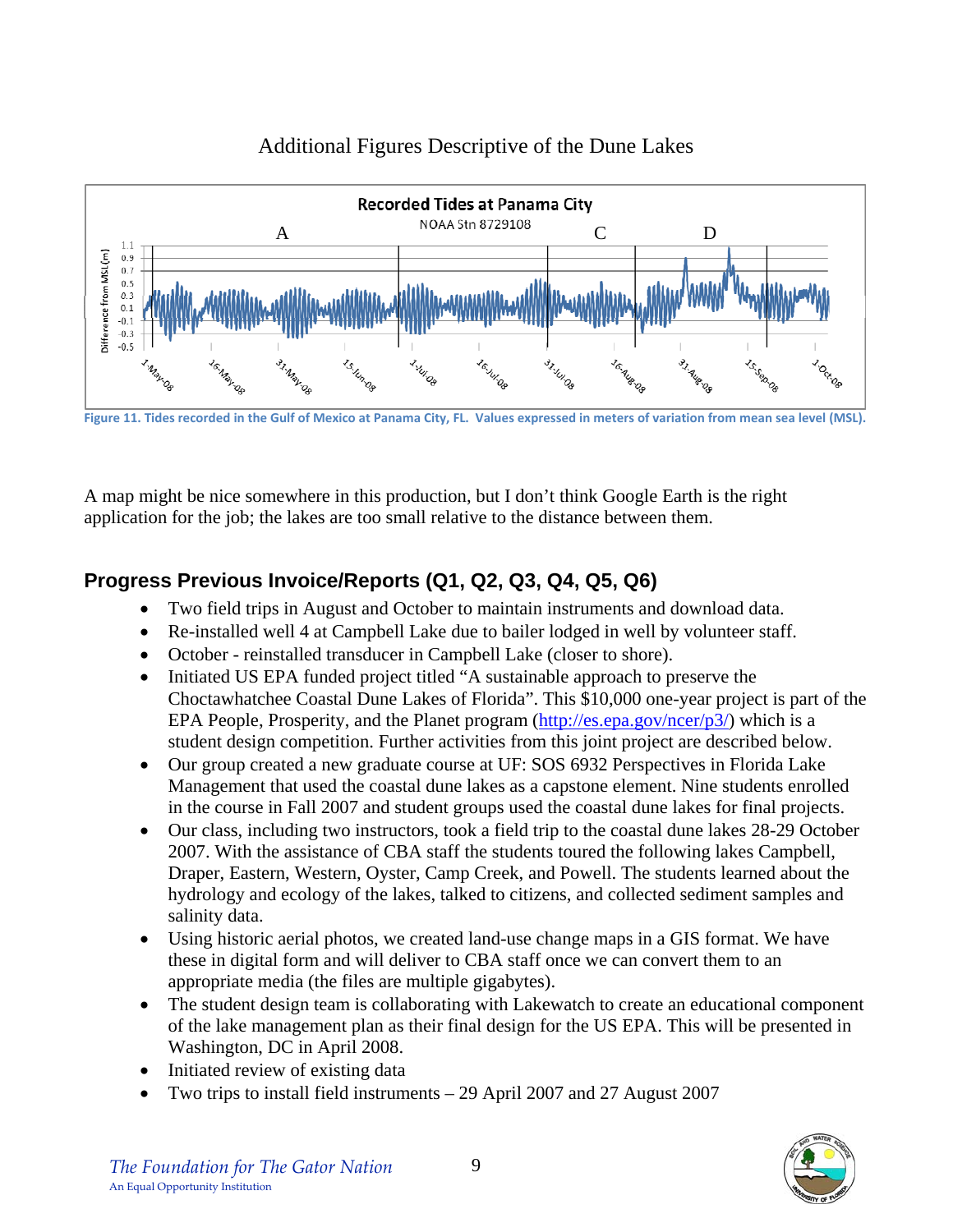Additional Figures Descriptive of the Dune Lakes

Recorded Tides at Panama City

NOAA Stn 8729108

A

C

D

Difference from MSL (m)

1.1
0.9
0.7
0.5
0.3
0.1
-0.1
-0.3
-0.5

1-May-08
16-May-08
31-May-08
15-Jun-08
1-Jul-08
16-Jul-08
31-Jul-08
16-Aug-08
31-Aug-08
15-Sep-08
1-Oct-08

**Figure 11. Tides recorded in the Gulf of Mexico at Panama City, FL. Values expressed in meters of variation from mean sea level (MSL).**

A map might be nice somewhere in this production, but I don't think Google Earth is the right application for the job; the lakes are too small relative to the distance between them.

## Progress Previous Invoice/Reports (Q1, Q2, Q3, Q4, Q5, Q6)

- Two field trips in August and October to maintain instruments and download data.
- Re-installed well 4 at Campbell Lake due to bailer lodged in well by volunteer staff.
- October - reinstalled transducer in Campbell Lake (closer to shore).
- Initiated US EPA funded project titled "A sustainable approach to preserve the Choctawhatchee Coastal Dune Lakes of Florida". This $10,000 one-year project is part of the EPA People, Prosperity, and the Planet program (http://es.epa.gov/ncer/p3/) which is a student design competition. Further activities from this joint project are described below.
- Our group created a new graduate course at UF: SOS 6932 Perspectives in Florida Lake Management that used the coastal dune lakes as a capstone element. Nine students enrolled in the course in Fall 2007 and student groups used the coastal dune lakes for final projects.
- Our class, including two instructors, took a field trip to the coastal dune lakes 28-29 October 2007. With the assistance of CBA staff the students toured the following lakes Campbell, Draper, Eastern, Western, Oyster, Camp Creek, and Powell. The students learned about the hydrology and ecology of the lakes, talked to citizens, and collected sediment samples and salinity data.
- Using historic aerial photos, we created land-use change maps in a GIS format. We have these in digital form and will deliver to CBA staff once we can convert them to an appropriate media (the files are multiple gigabytes).
- The student design team is collaborating with Lakewatch to create an educational component of the lake management plan as their final design for the US EPA. This will be presented in Washington, DC in April 2008.
- Initiated review of existing data
- Two trips to install field instruments – 29 April 2007 and 27 August 2007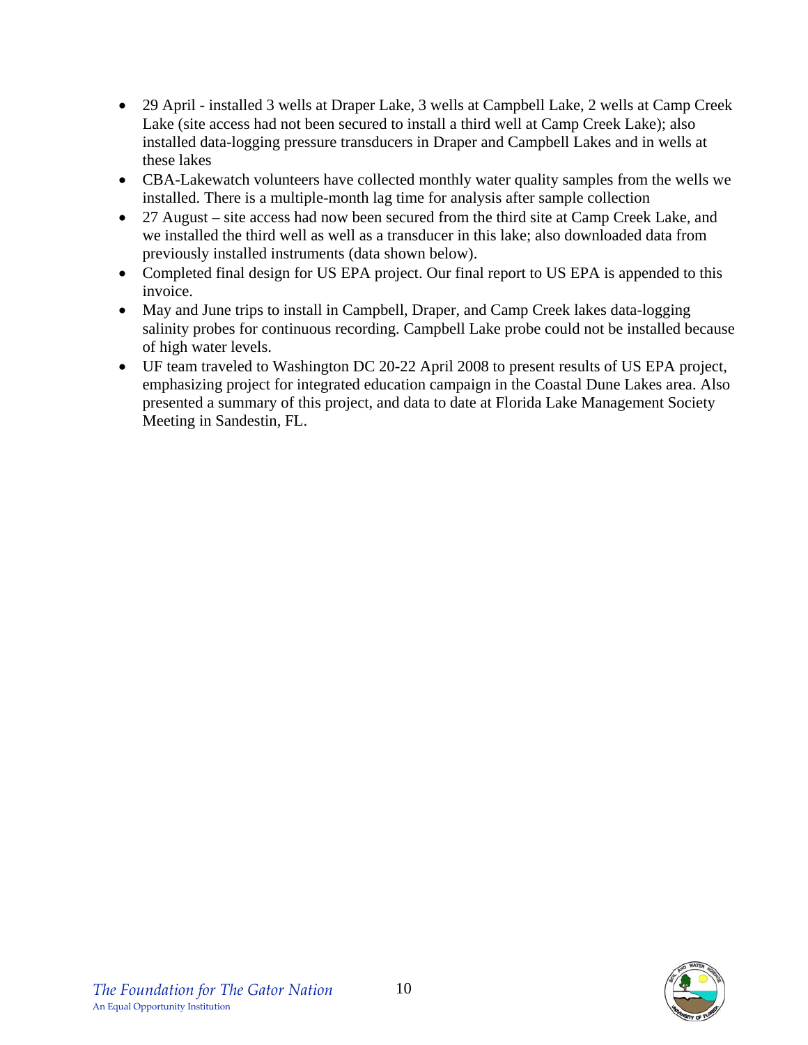- 29 April - installed 3 wells at Draper Lake, 3 wells at Campbell Lake, 2 wells at Camp Creek Lake (site access had not been secured to install a third well at Camp Creek Lake); also installed data-logging pressure transducers in Draper and Campbell Lakes and in wells at these lakes
- CBA-Lakewatch volunteers have collected monthly water quality samples from the wells we installed. There is a multiple-month lag time for analysis after sample collection
- 27 August – site access had now been secured from the third site at Camp Creek Lake, and we installed the third well as well as a transducer in this lake; also downloaded data from previously installed instruments (data shown below).
- Completed final design for US EPA project. Our final report to US EPA is appended to this invoice.
- May and June trips to install in Campbell, Draper, and Camp Creek lakes data-logging salinity probes for continuous recording. Campbell Lake probe could not be installed because of high water levels.
- UF team traveled to Washington DC 20-22 April 2008 to present results of US EPA project, emphasizing project for integrated education campaign in the Coastal Dune Lakes area. Also presented a summary of this project, and data to date at Florida Lake Management Society Meeting in Sandestin, FL.